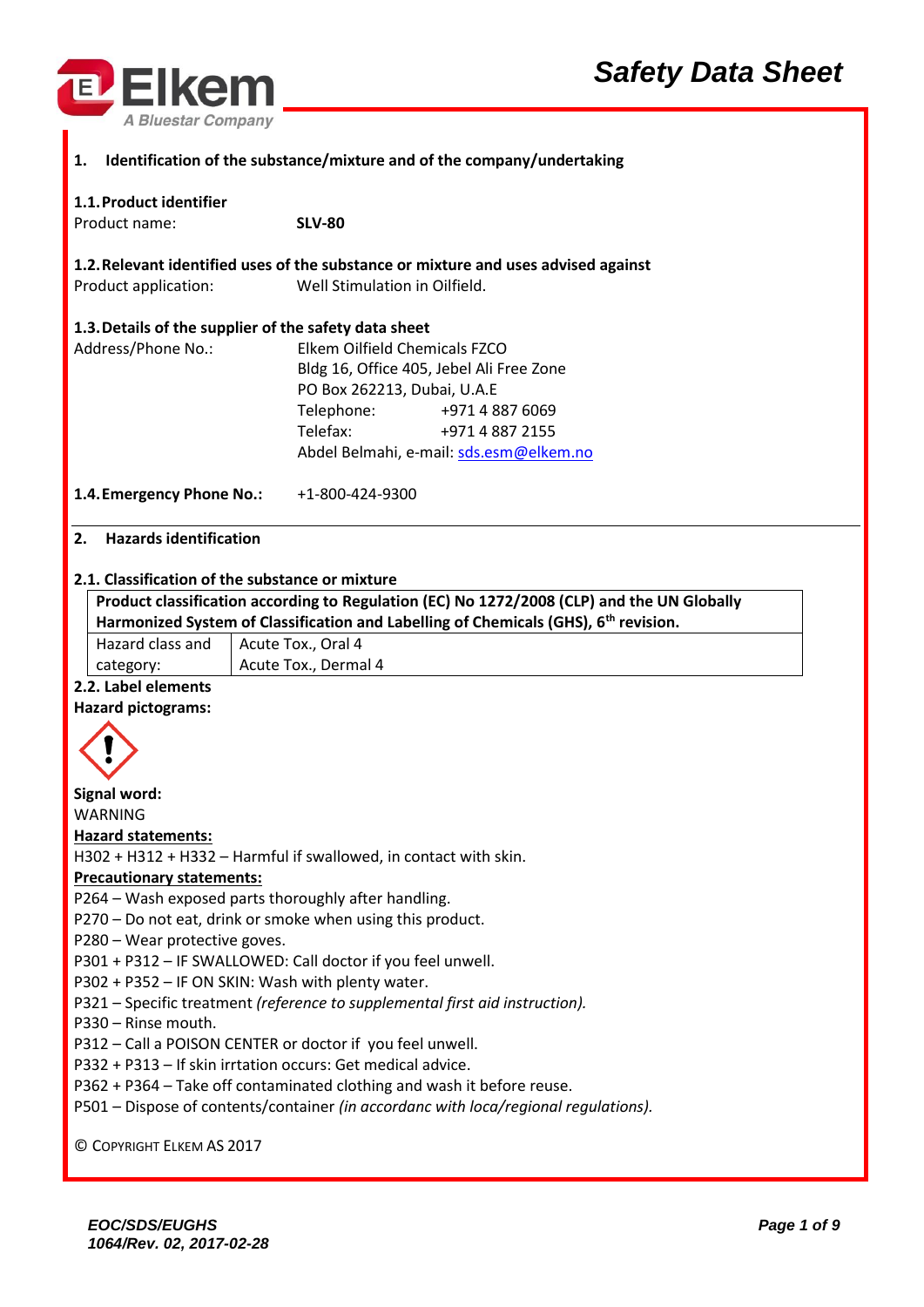# Safety Data Sheet

## 1. Identification of the substance/mixture and of the company/undertaking

### 1.1. Product identifier

Product name: **SLV-80**

### 1.2. Relevant identified uses of the substance or mixture and uses advised against

Product application: Well Stimulation in Oilfield.

### 1.3. Details of the supplier of the safety data sheet

Address/Phone No.:

Elkem Oilfield Chemicals FZCO
Bldg 16, Office 405, Jebel Ali Free Zone
PO Box 262213, Dubai, U.A.E
Telephone: +971 4 887 6069
Telefax: +971 4 887 2155
Abdel Belmahi, e-mail: sds.esm@elkem.no

### 1.4. Emergency Phone No.: +1-800-424-9300

## 2. Hazards identification

### 2.1. Classification of the substance or mixture

| **Product classification according to Regulation (EC) No 1272/2008 (CLP) and the UN Globally Harmonized System of Classification and Labelling of Chemicals (GHS), 6th revision.** | |
|---|---|
| Hazard class and category: | Acute Tox., Oral 4<br>Acute Tox., Dermal 4 |

### 2.2. Label elements

**Hazard pictograms:**

**Signal word:**
WARNING

**Hazard statements:**

H302 + H312 + H332 – Harmful if swallowed, in contact with skin.

**Precautionary statements:**

P264 – Wash exposed parts thoroughly after handling.
P270 – Do not eat, drink or smoke when using this product.
P280 – Wear protective goves.
P301 + P312 – IF SWALLOWED: Call doctor if you feel unwell.
P302 + P352 – IF ON SKIN: Wash with plenty water.
P321 – Specific treatment *(reference to supplemental first aid instruction).*
P330 – Rinse mouth.
P312 – Call a POISON CENTER or doctor if you feel unwell.
P332 + P313 – If skin irrtation occurs: Get medical advice.
P362 + P364 – Take off contaminated clothing and wash it before reuse.
P501 – Dispose of contents/container *(in accordanc with loca/regional regulations).*

© COPYRIGHT ELKEM AS 2017

EOC/SDS/EUGHS
1064/Rev. 02, 2017-02-28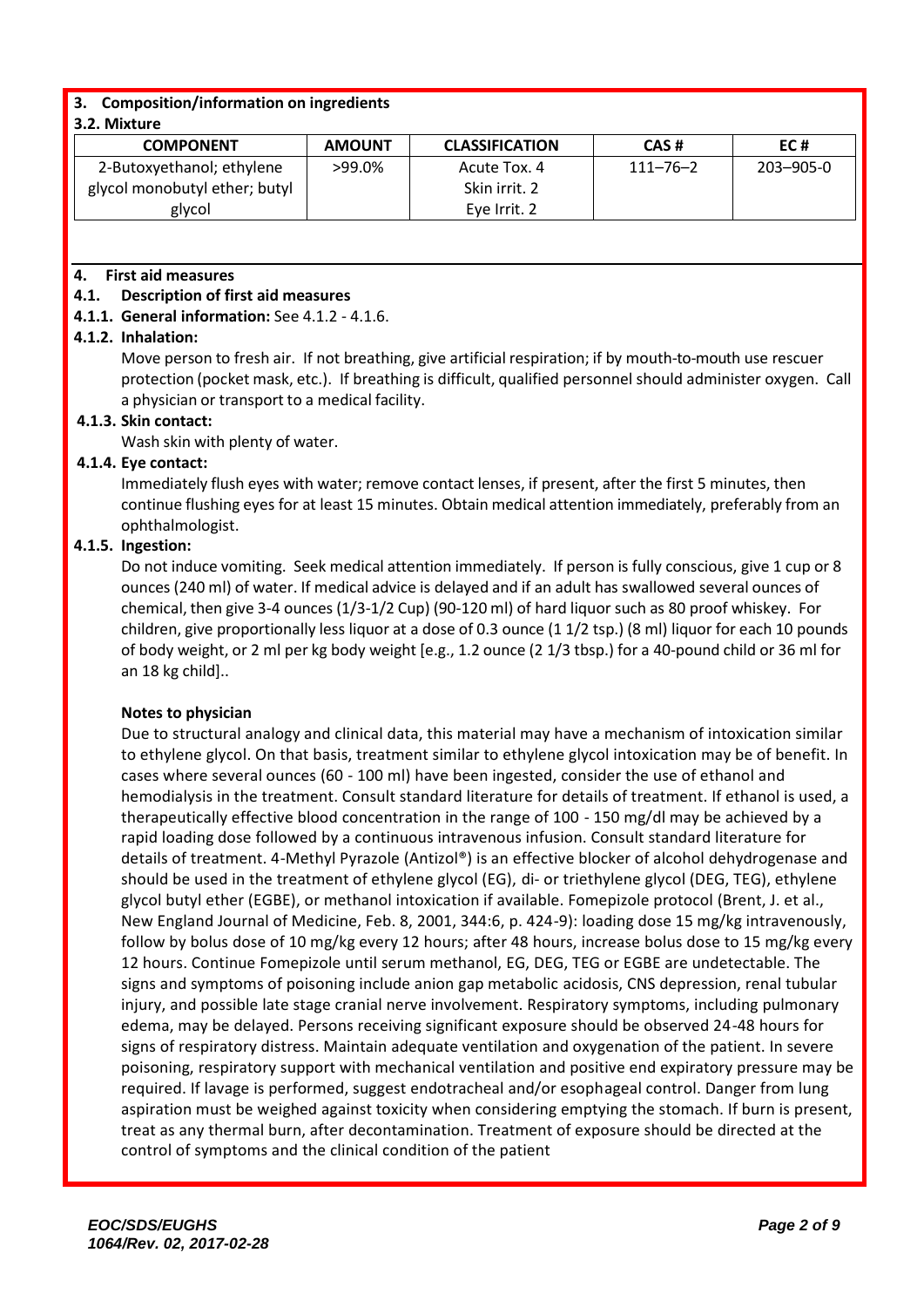## 3. Composition/information on ingredients

### 3.2. Mixture

| COMPONENT | AMOUNT | CLASSIFICATION | CAS # | EC # |
|---|---|---|---|---|
| 2-Butoxyethanol; ethylene glycol monobutyl ether; butyl glycol | >99.0% | Acute Tox. 4<br>Skin irrit. 2<br>Eye Irrit. 2 | 111–76–2 | 203–905-0 |

## 4. First aid measures

### 4.1. Description of first aid measures

**4.1.1. General information:** See 4.1.2 - 4.1.6.

**4.1.2. Inhalation:**

Move person to fresh air. If not breathing, give artificial respiration; if by mouth-to-mouth use rescuer protection (pocket mask, etc.). If breathing is difficult, qualified personnel should administer oxygen. Call a physician or transport to a medical facility.

**4.1.3. Skin contact:**

Wash skin with plenty of water.

**4.1.4. Eye contact:**

Immediately flush eyes with water; remove contact lenses, if present, after the first 5 minutes, then continue flushing eyes for at least 15 minutes. Obtain medical attention immediately, preferably from an ophthalmologist.

**4.1.5. Ingestion:**

Do not induce vomiting. Seek medical attention immediately. If person is fully conscious, give 1 cup or 8 ounces (240 ml) of water. If medical advice is delayed and if an adult has swallowed several ounces of chemical, then give 3-4 ounces (1/3-1/2 Cup) (90-120 ml) of hard liquor such as 80 proof whiskey. For children, give proportionally less liquor at a dose of 0.3 ounce (1 1/2 tsp.) (8 ml) liquor for each 10 pounds of body weight, or 2 ml per kg body weight [e.g., 1.2 ounce (2 1/3 tbsp.) for a 40-pound child or 36 ml for an 18 kg child]..

**Notes to physician**

Due to structural analogy and clinical data, this material may have a mechanism of intoxication similar to ethylene glycol. On that basis, treatment similar to ethylene glycol intoxication may be of benefit. In cases where several ounces (60 - 100 ml) have been ingested, consider the use of ethanol and hemodialysis in the treatment. Consult standard literature for details of treatment. If ethanol is used, a therapeutically effective blood concentration in the range of 100 - 150 mg/dl may be achieved by a rapid loading dose followed by a continuous intravenous infusion. Consult standard literature for details of treatment. 4-Methyl Pyrazole (Antizol®) is an effective blocker of alcohol dehydrogenase and should be used in the treatment of ethylene glycol (EG), di- or triethylene glycol (DEG, TEG), ethylene glycol butyl ether (EGBE), or methanol intoxication if available. Fomepizole protocol (Brent, J. et al., New England Journal of Medicine, Feb. 8, 2001, 344:6, p. 424-9): loading dose 15 mg/kg intravenously, follow by bolus dose of 10 mg/kg every 12 hours; after 48 hours, increase bolus dose to 15 mg/kg every 12 hours. Continue Fomepizole until serum methanol, EG, DEG, TEG or EGBE are undetectable. The signs and symptoms of poisoning include anion gap metabolic acidosis, CNS depression, renal tubular injury, and possible late stage cranial nerve involvement. Respiratory symptoms, including pulmonary edema, may be delayed. Persons receiving significant exposure should be observed 24-48 hours for signs of respiratory distress. Maintain adequate ventilation and oxygenation of the patient. In severe poisoning, respiratory support with mechanical ventilation and positive end expiratory pressure may be required. If lavage is performed, suggest endotracheal and/or esophageal control. Danger from lung aspiration must be weighed against toxicity when considering emptying the stomach. If burn is present, treat as any thermal burn, after decontamination. Treatment of exposure should be directed at the control of symptoms and the clinical condition of the patient

*EOC/SDS/EUGHS*
*1064/Rev. 02, 2017-02-28*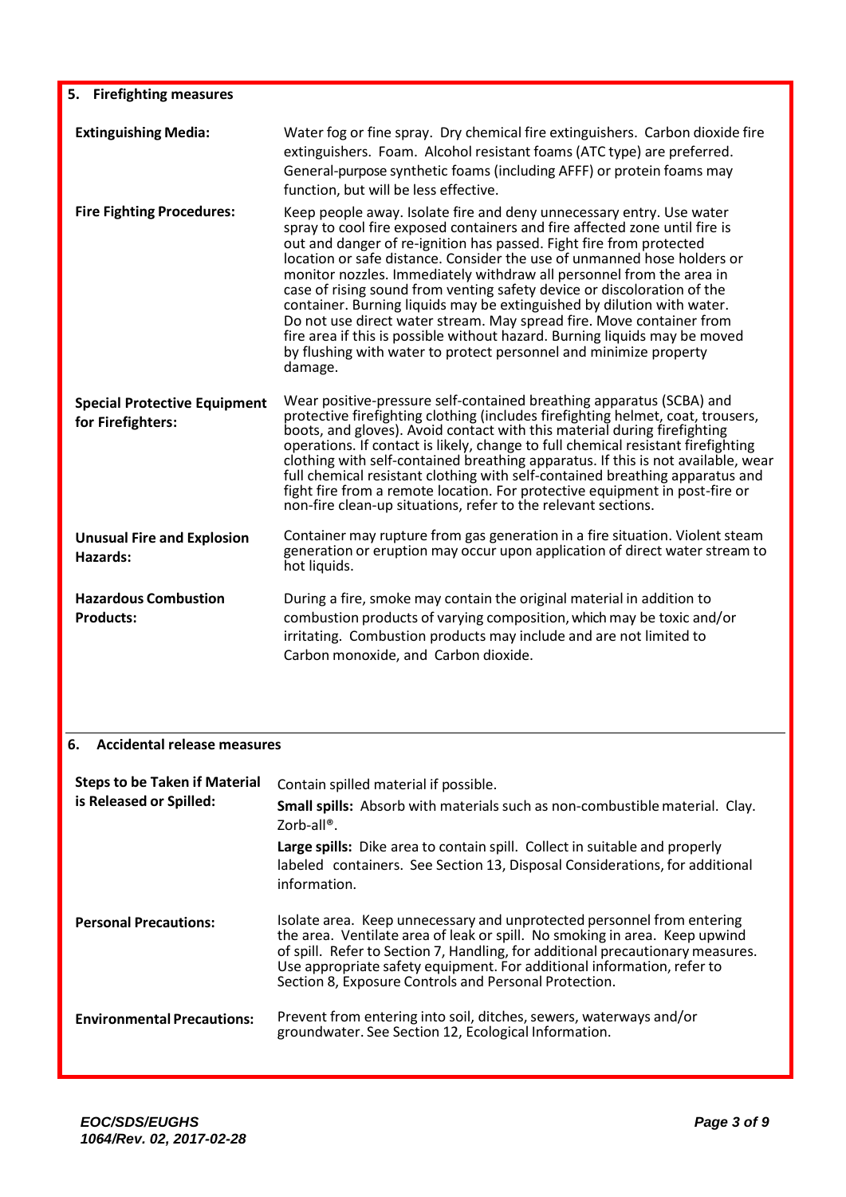## 5. Firefighting measures

**Extinguishing Media:** Water fog or fine spray. Dry chemical fire extinguishers. Carbon dioxide fire extinguishers. Foam. Alcohol resistant foams (ATC type) are preferred. General-purpose synthetic foams (including AFFF) or protein foams may function, but will be less effective.

**Fire Fighting Procedures:** Keep people away. Isolate fire and deny unnecessary entry. Use water spray to cool fire exposed containers and fire affected zone until fire is out and danger of re-ignition has passed. Fight fire from protected location or safe distance. Consider the use of unmanned hose holders or monitor nozzles. Immediately withdraw all personnel from the area in case of rising sound from venting safety device or discoloration of the container. Burning liquids may be extinguished by dilution with water. Do not use direct water stream. May spread fire. Move container from fire area if this is possible without hazard. Burning liquids may be moved by flushing with water to protect personnel and minimize property damage.

**Special Protective Equipment for Firefighters:** Wear positive-pressure self-contained breathing apparatus (SCBA) and protective firefighting clothing (includes firefighting helmet, coat, trousers, boots, and gloves). Avoid contact with this material during firefighting operations. If contact is likely, change to full chemical resistant firefighting clothing with self-contained breathing apparatus. If this is not available, wear full chemical resistant clothing with self-contained breathing apparatus and fight fire from a remote location. For protective equipment in post-fire or non-fire clean-up situations, refer to the relevant sections.

**Unusual Fire and Explosion Hazards:** Container may rupture from gas generation in a fire situation. Violent steam generation or eruption may occur upon application of direct water stream to hot liquids.

**Hazardous Combustion Products:** During a fire, smoke may contain the original material in addition to combustion products of varying composition, which may be toxic and/or irritating. Combustion products may include and are not limited to Carbon monoxide, and Carbon dioxide.

## 6. Accidental release measures

**Steps to be Taken if Material is Released or Spilled:** Contain spilled material if possible.

**Small spills:** Absorb with materials such as non-combustible material. Clay. Zorb-all®.

**Large spills:** Dike area to contain spill. Collect in suitable and properly labeled containers. See Section 13, Disposal Considerations, for additional information.

**Personal Precautions:** Isolate area. Keep unnecessary and unprotected personnel from entering the area. Ventilate area of leak or spill. No smoking in area. Keep upwind of spill. Refer to Section 7, Handling, for additional precautionary measures. Use appropriate safety equipment. For additional information, refer to Section 8, Exposure Controls and Personal Protection.

**Environmental Precautions:** Prevent from entering into soil, ditches, sewers, waterways and/or groundwater. See Section 12, Ecological Information.

*EOC/SDS/EUGHS 1064/Rev. 02, 2017-02-28*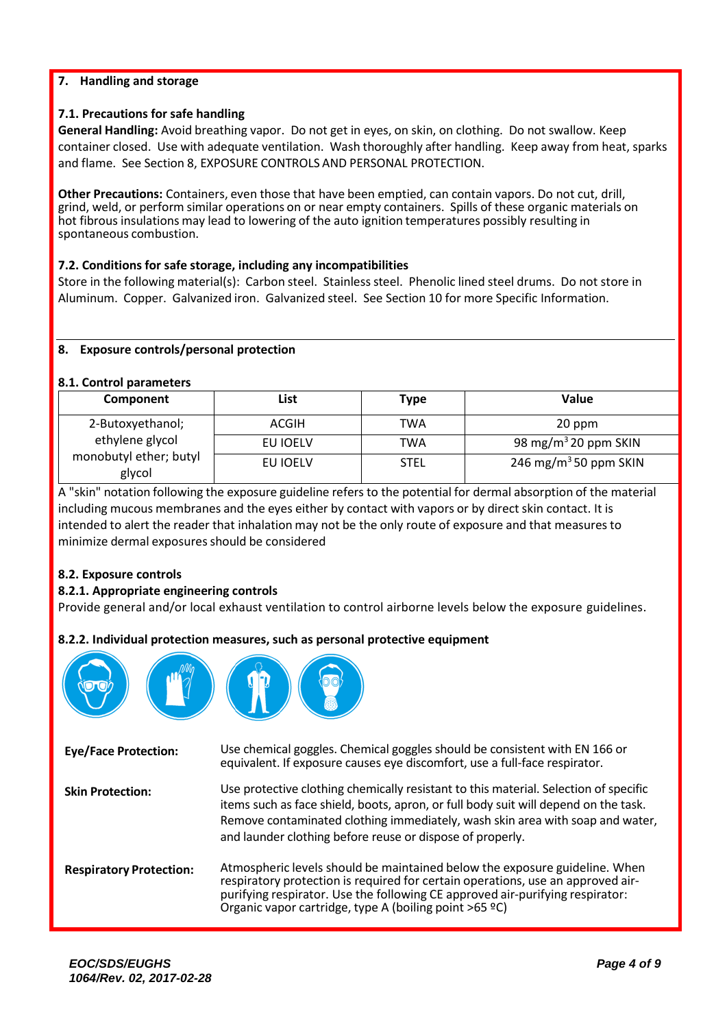## 7. Handling and storage

### 7.1. Precautions for safe handling

**General Handling:** Avoid breathing vapor. Do not get in eyes, on skin, on clothing. Do not swallow. Keep container closed. Use with adequate ventilation. Wash thoroughly after handling. Keep away from heat, sparks and flame. See Section 8, EXPOSURE CONTROLS AND PERSONAL PROTECTION.

**Other Precautions:** Containers, even those that have been emptied, can contain vapors. Do not cut, drill, grind, weld, or perform similar operations on or near empty containers. Spills of these organic materials on hot fibrous insulations may lead to lowering of the auto ignition temperatures possibly resulting in spontaneous combustion.

### 7.2. Conditions for safe storage, including any incompatibilities

Store in the following material(s): Carbon steel. Stainless steel. Phenolic lined steel drums. Do not store in Aluminum. Copper. Galvanized iron. Galvanized steel. See Section 10 for more Specific Information.

## 8. Exposure controls/personal protection

### 8.1. Control parameters

| Component | List | Type | Value |
|---|---|---|---|
| 2-Butoxyethanol; ethylene glycol monobutyl ether; butyl glycol | ACGIH | TWA | 20 ppm |
| | EU IOELV | TWA | 98 mg/m$^3$ 20 ppm SKIN |
| | EU IOELV | STEL | 246 mg/m$^3$ 50 ppm SKIN |

A "skin" notation following the exposure guideline refers to the potential for dermal absorption of the material including mucous membranes and the eyes either by contact with vapors or by direct skin contact. It is intended to alert the reader that inhalation may not be the only route of exposure and that measures to minimize dermal exposures should be considered

### 8.2. Exposure controls

#### 8.2.1. Appropriate engineering controls

Provide general and/or local exhaust ventilation to control airborne levels below the exposure guidelines.

#### 8.2.2. Individual protection measures, such as personal protective equipment

**Eye/Face Protection:** Use chemical goggles. Chemical goggles should be consistent with EN 166 or equivalent. If exposure causes eye discomfort, use a full-face respirator.

**Skin Protection:** Use protective clothing chemically resistant to this material. Selection of specific items such as face shield, boots, apron, or full body suit will depend on the task. Remove contaminated clothing immediately, wash skin area with soap and water, and launder clothing before reuse or dispose of properly.

**Respiratory Protection:** Atmospheric levels should be maintained below the exposure guideline. When respiratory protection is required for certain operations, use an approved air-purifying respirator. Use the following CE approved air-purifying respirator: Organic vapor cartridge, type A (boiling point >65 ºC)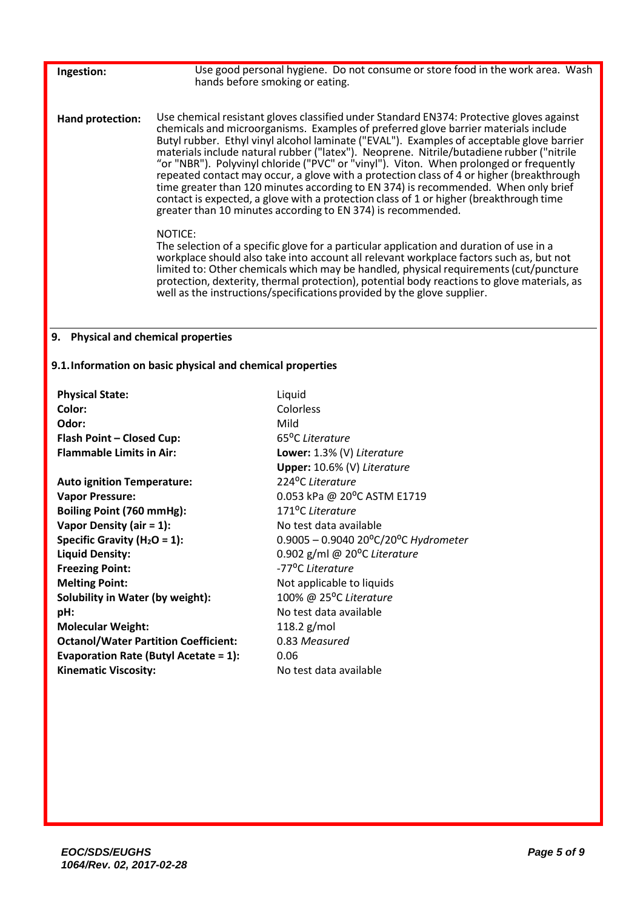**Ingestion:** Use good personal hygiene. Do not consume or store food in the work area. Wash hands before smoking or eating.

**Hand protection:** Use chemical resistant gloves classified under Standard EN374: Protective gloves against chemicals and microorganisms. Examples of preferred glove barrier materials include Butyl rubber. Ethyl vinyl alcohol laminate ("EVAL"). Examples of acceptable glove barrier materials include natural rubber ("latex"). Neoprene. Nitrile/butadiene rubber ("nitrile "or "NBR"). Polyvinyl chloride ("PVC" or "vinyl"). Viton. When prolonged or frequently repeated contact may occur, a glove with a protection class of 4 or higher (breakthrough time greater than 120 minutes according to EN 374) is recommended. When only brief contact is expected, a glove with a protection class of 1 or higher (breakthrough time greater than 10 minutes according to EN 374) is recommended.

NOTICE:
The selection of a specific glove for a particular application and duration of use in a workplace should also take into account all relevant workplace factors such as, but not limited to: Other chemicals which may be handled, physical requirements (cut/puncture protection, dexterity, thermal protection), potential body reactions to glove materials, as well as the instructions/specifications provided by the glove supplier.

## 9. Physical and chemical properties

### 9.1. Information on basic physical and chemical properties

| | |
|---|---|
| **Physical State:** | Liquid |
| **Color:** | Colorless |
| **Odor:** | Mild |
| **Flash Point – Closed Cup:** | 65°C *Literature* |
| **Flammable Limits in Air:** | **Lower:** 1.3% (V) *Literature*<br>**Upper:** 10.6% (V) *Literature* |
| **Auto ignition Temperature:** | 224°C *Literature* |
| **Vapor Pressure:** | 0.053 kPa @ 20°C ASTM E1719 |
| **Boiling Point (760 mmHg):** | 171°C *Literature* |
| **Vapor Density (air = 1):** | No test data available |
| **Specific Gravity ($H_2O$ = 1):** | 0.9005 – 0.9040 20°C/20°C *Hydrometer* |
| **Liquid Density:** | 0.902 g/ml @ 20°C *Literature* |
| **Freezing Point:** | -77°C *Literature* |
| **Melting Point:** | Not applicable to liquids |
| **Solubility in Water (by weight):** | 100% @ 25°C *Literature* |
| **pH:** | No test data available |
| **Molecular Weight:** | 118.2 g/mol |
| **Octanol/Water Partition Coefficient:** | 0.83 *Measured* |
| **Evaporation Rate (Butyl Acetate = 1):** | 0.06 |
| **Kinematic Viscosity:** | No test data available |

*EOC/SDS/EUGHS*
*1064/Rev. 02, 2017-02-28*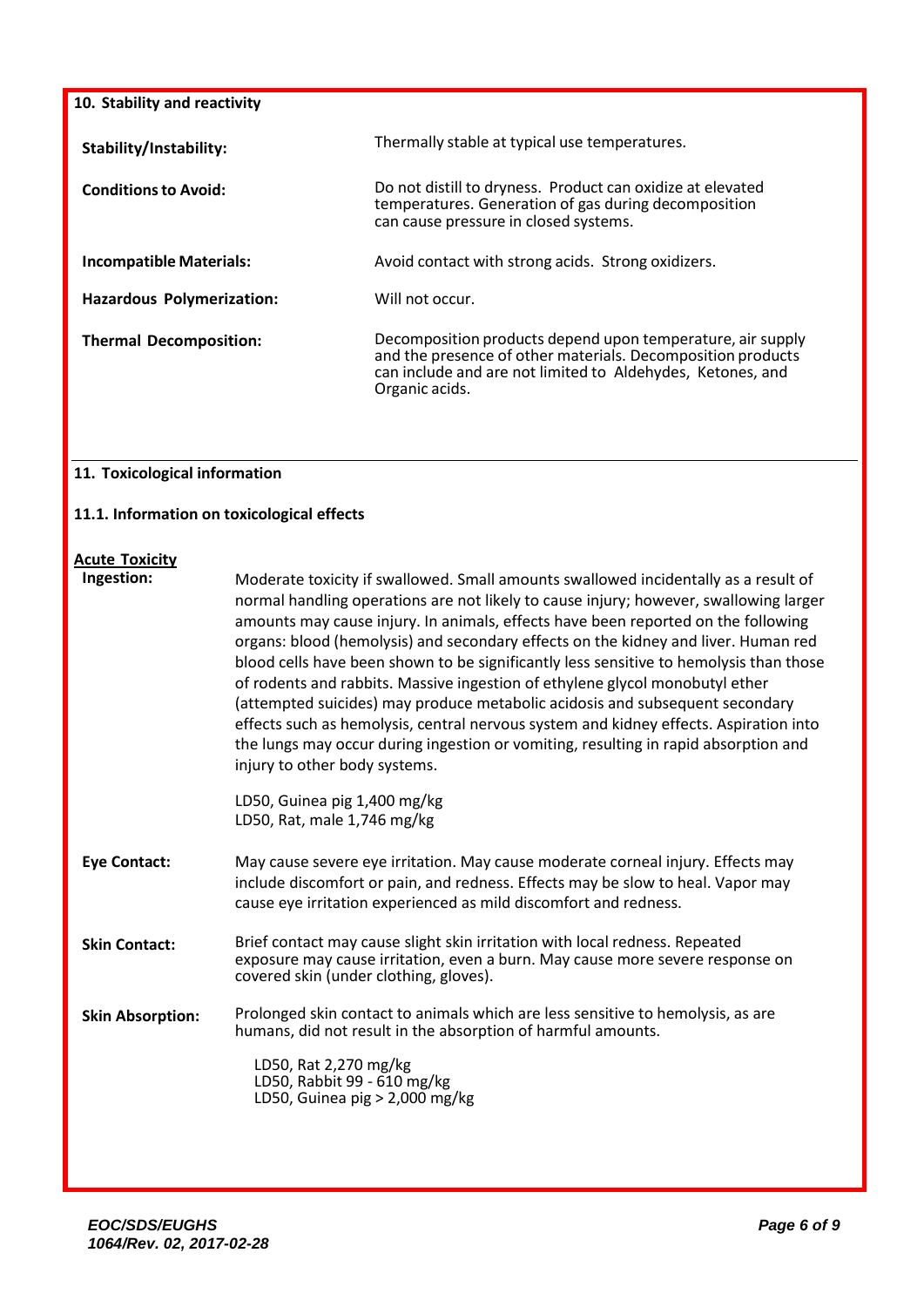## 10. Stability and reactivity

**Stability/Instability:** Thermally stable at typical use temperatures.

**Conditions to Avoid:** Do not distill to dryness. Product can oxidize at elevated temperatures. Generation of gas during decomposition can cause pressure in closed systems.

**Incompatible Materials:** Avoid contact with strong acids. Strong oxidizers.

**Hazardous Polymerization:** Will not occur.

**Thermal Decomposition:** Decomposition products depend upon temperature, air supply and the presence of other materials. Decomposition products can include and are not limited to Aldehydes, Ketones, and Organic acids.

## 11. Toxicological information

### 11.1. Information on toxicological effects

**Acute Toxicity**

**Ingestion:** Moderate toxicity if swallowed. Small amounts swallowed incidentally as a result of normal handling operations are not likely to cause injury; however, swallowing larger amounts may cause injury. In animals, effects have been reported on the following organs: blood (hemolysis) and secondary effects on the kidney and liver. Human red blood cells have been shown to be significantly less sensitive to hemolysis than those of rodents and rabbits. Massive ingestion of ethylene glycol monobutyl ether (attempted suicides) may produce metabolic acidosis and subsequent secondary effects such as hemolysis, central nervous system and kidney effects. Aspiration into the lungs may occur during ingestion or vomiting, resulting in rapid absorption and injury to other body systems.

LD50, Guinea pig 1,400 mg/kg
LD50, Rat, male 1,746 mg/kg

**Eye Contact:** May cause severe eye irritation. May cause moderate corneal injury. Effects may include discomfort or pain, and redness. Effects may be slow to heal. Vapor may cause eye irritation experienced as mild discomfort and redness.

**Skin Contact:** Brief contact may cause slight skin irritation with local redness. Repeated exposure may cause irritation, even a burn. May cause more severe response on covered skin (under clothing, gloves).

**Skin Absorption:** Prolonged skin contact to animals which are less sensitive to hemolysis, as are humans, did not result in the absorption of harmful amounts.

LD50, Rat 2,270 mg/kg
LD50, Rabbit 99 - 610 mg/kg
LD50, Guinea pig > 2,000 mg/kg

*EOC/SDS/EUGHS 1064/Rev. 02, 2017-02-28*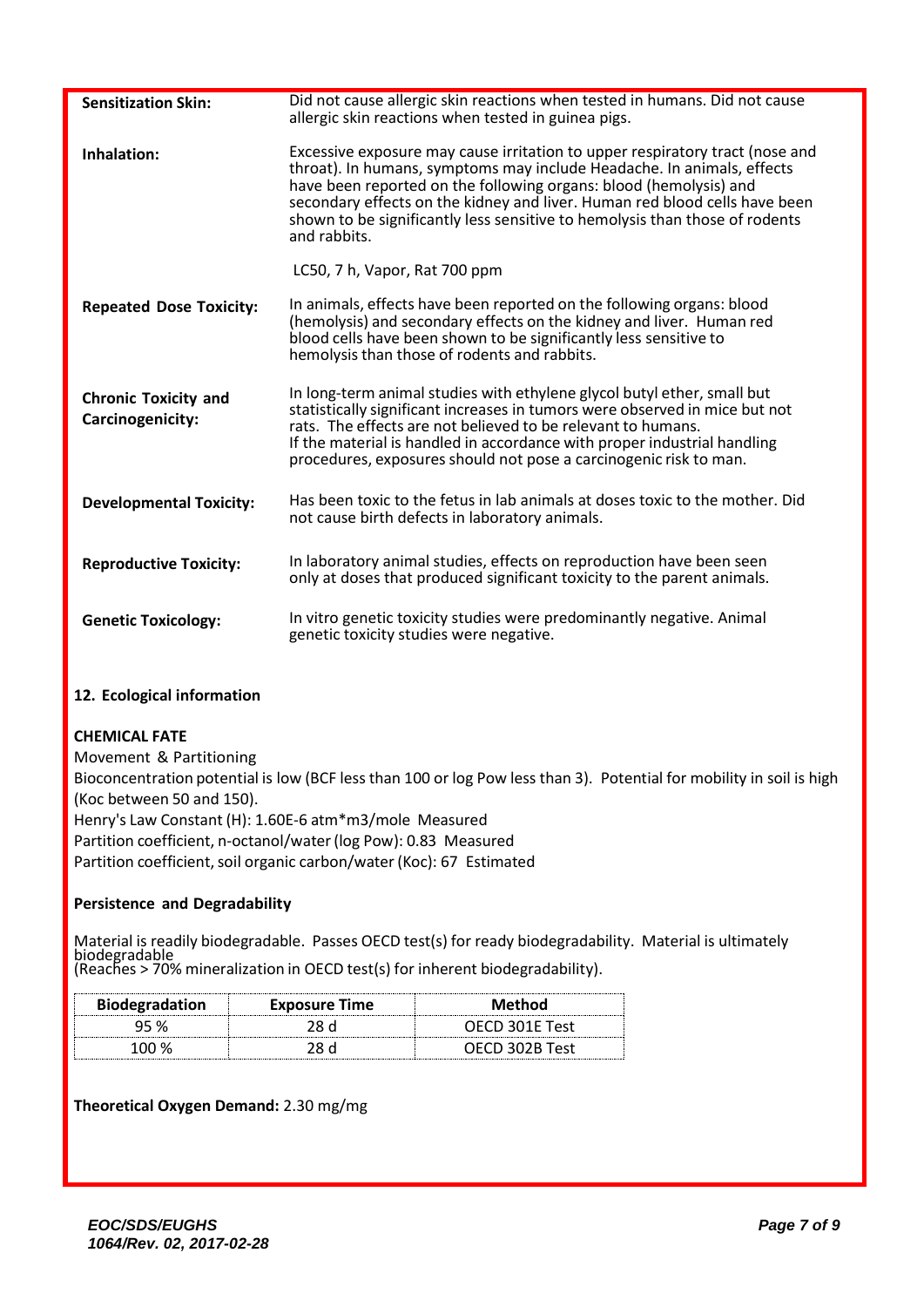**Sensitization Skin:** Did not cause allergic skin reactions when tested in humans. Did not cause allergic skin reactions when tested in guinea pigs.

**Inhalation:** Excessive exposure may cause irritation to upper respiratory tract (nose and throat). In humans, symptoms may include Headache. In animals, effects have been reported on the following organs: blood (hemolysis) and secondary effects on the kidney and liver. Human red blood cells have been shown to be significantly less sensitive to hemolysis than those of rodents and rabbits.

LC50, 7 h, Vapor, Rat 700 ppm

**Repeated Dose Toxicity:** In animals, effects have been reported on the following organs: blood (hemolysis) and secondary effects on the kidney and liver. Human red blood cells have been shown to be significantly less sensitive to hemolysis than those of rodents and rabbits.

**Chronic Toxicity and Carcinogenicity:** In long-term animal studies with ethylene glycol butyl ether, small but statistically significant increases in tumors were observed in mice but not rats. The effects are not believed to be relevant to humans. If the material is handled in accordance with proper industrial handling procedures, exposures should not pose a carcinogenic risk to man.

**Developmental Toxicity:** Has been toxic to the fetus in lab animals at doses toxic to the mother. Did not cause birth defects in laboratory animals.

**Reproductive Toxicity:** In laboratory animal studies, effects on reproduction have been seen only at doses that produced significant toxicity to the parent animals.

**Genetic Toxicology:** In vitro genetic toxicity studies were predominantly negative. Animal genetic toxicity studies were negative.

## 12. Ecological information

**CHEMICAL FATE**

Movement & Partitioning

Bioconcentration potential is low (BCF less than 100 or log Pow less than 3). Potential for mobility in soil is high (Koc between 50 and 150).

Henry's Law Constant (H): 1.60E-6 atm*m3/mole Measured

Partition coefficient, n-octanol/water (log Pow): 0.83 Measured

Partition coefficient, soil organic carbon/water (Koc): 67 Estimated

**Persistence and Degradability**

Material is readily biodegradable. Passes OECD test(s) for ready biodegradability. Material is ultimately biodegradable (Reaches > 70% mineralization in OECD test(s) for inherent biodegradability).

| Biodegradation | Exposure Time | Method |
|---|---|---|
| 95 % | 28 d | OECD 301E Test |
| 100 % | 28 d | OECD 302B Test |

**Theoretical Oxygen Demand:** 2.30 mg/mg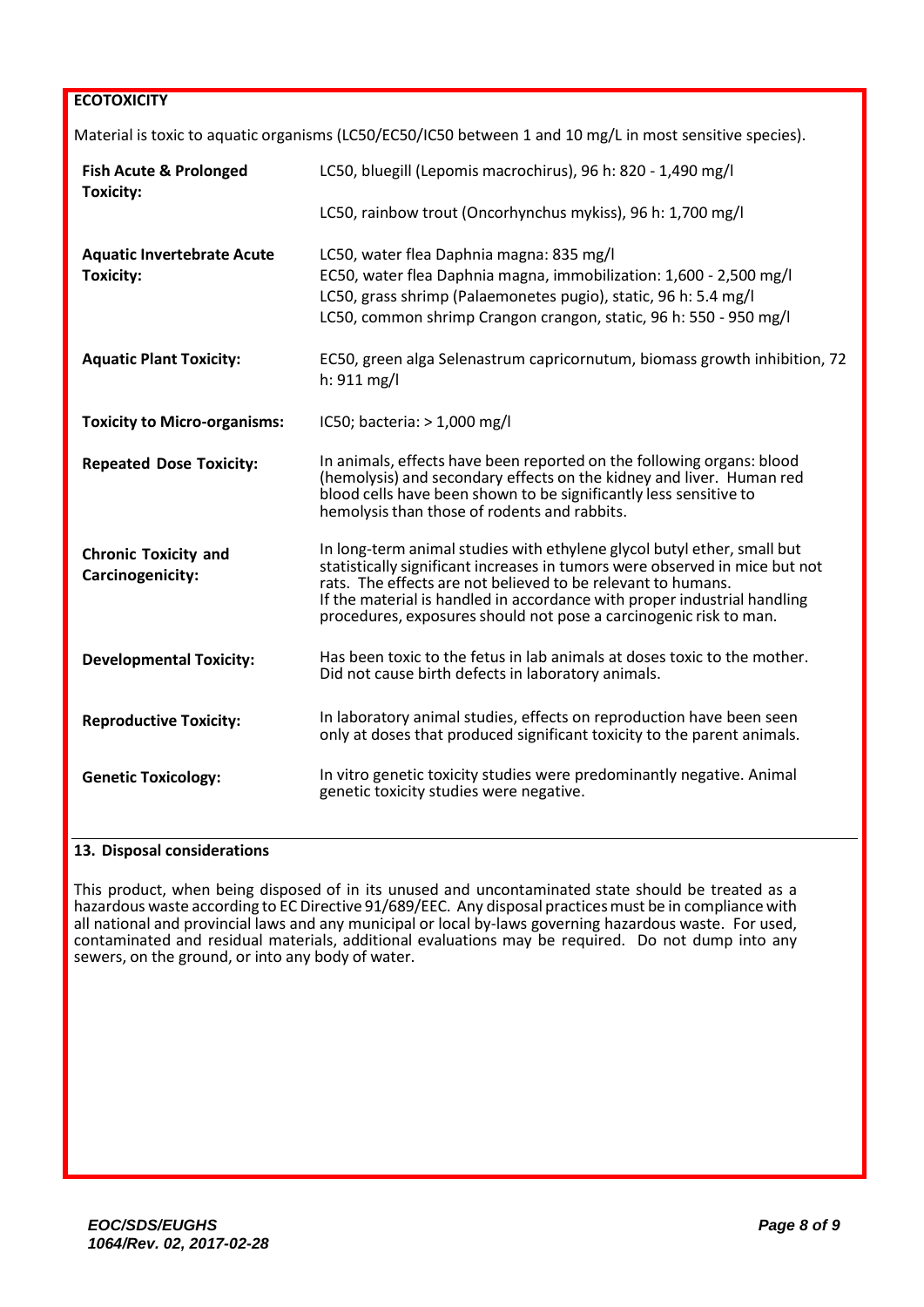**ECOTOXICITY**

Material is toxic to aquatic organisms (LC50/EC50/IC50 between 1 and 10 mg/L in most sensitive species).

| | |
|---|---|
| **Fish Acute & Prolonged Toxicity:** | LC50, bluegill (Lepomis macrochirus), 96 h: 820 - 1,490 mg/l<br>LC50, rainbow trout (Oncorhynchus mykiss), 96 h: 1,700 mg/l |
| **Aquatic Invertebrate Acute Toxicity:** | LC50, water flea Daphnia magna: 835 mg/l<br>EC50, water flea Daphnia magna, immobilization: 1,600 - 2,500 mg/l<br>LC50, grass shrimp (Palaemonetes pugio), static, 96 h: 5.4 mg/l<br>LC50, common shrimp Crangon crangon, static, 96 h: 550 - 950 mg/l |
| **Aquatic Plant Toxicity:** | EC50, green alga Selenastrum capricornutum, biomass growth inhibition, 72 h: 911 mg/l |
| **Toxicity to Micro-organisms:** | IC50; bacteria: > 1,000 mg/l |
| **Repeated Dose Toxicity:** | In animals, effects have been reported on the following organs: blood (hemolysis) and secondary effects on the kidney and liver. Human red blood cells have been shown to be significantly less sensitive to hemolysis than those of rodents and rabbits. |
| **Chronic Toxicity and Carcinogenicity:** | In long-term animal studies with ethylene glycol butyl ether, small but statistically significant increases in tumors were observed in mice but not rats. The effects are not believed to be relevant to humans. If the material is handled in accordance with proper industrial handling procedures, exposures should not pose a carcinogenic risk to man. |
| **Developmental Toxicity:** | Has been toxic to the fetus in lab animals at doses toxic to the mother. Did not cause birth defects in laboratory animals. |
| **Reproductive Toxicity:** | In laboratory animal studies, effects on reproduction have been seen only at doses that produced significant toxicity to the parent animals. |
| **Genetic Toxicology:** | In vitro genetic toxicity studies were predominantly negative. Animal genetic toxicity studies were negative. |

## 13. Disposal considerations

This product, when being disposed of in its unused and uncontaminated state should be treated as a hazardous waste according to EC Directive 91/689/EEC. Any disposal practices must be in compliance with all national and provincial laws and any municipal or local by-laws governing hazardous waste. For used, contaminated and residual materials, additional evaluations may be required. Do not dump into any sewers, on the ground, or into any body of water.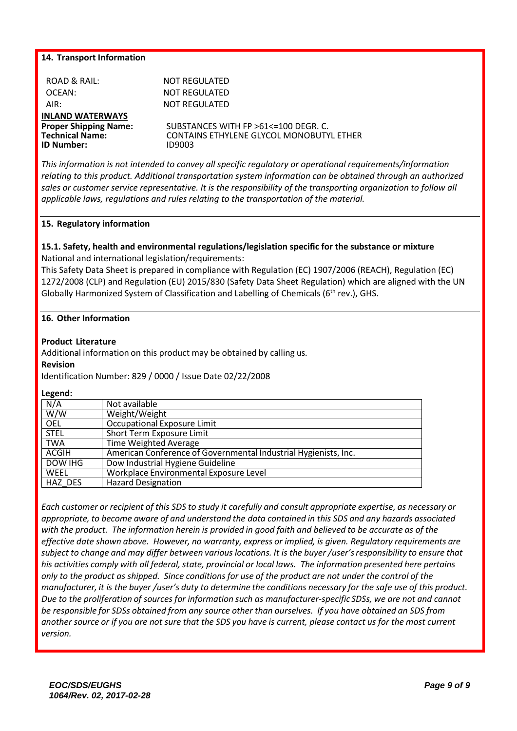## 14. Transport Information

| | |
|---|---|
| ROAD & RAIL: | NOT REGULATED |
| OCEAN: | NOT REGULATED |
| AIR: | NOT REGULATED |

**INLAND WATERWAYS**

| | |
|---|---|
| **Proper Shipping Name:** | SUBSTANCES WITH FP >61<=100 DEGR. C. |
| **Technical Name:** | CONTAINS ETHYLENE GLYCOL MONOBUTYL ETHER |
| **ID Number:** | ID9003 |

*This information is not intended to convey all specific regulatory or operational requirements/information relating to this product. Additional transportation system information can be obtained through an authorized sales or customer service representative. It is the responsibility of the transporting organization to follow all applicable laws, regulations and rules relating to the transportation of the material.*

## 15. Regulatory information

**15.1. Safety, health and environmental regulations/legislation specific for the substance or mixture**

National and international legislation/requirements:

This Safety Data Sheet is prepared in compliance with Regulation (EC) 1907/2006 (REACH), Regulation (EC) 1272/2008 (CLP) and Regulation (EU) 2015/830 (Safety Data Sheet Regulation) which are aligned with the UN Globally Harmonized System of Classification and Labelling of Chemicals (6th rev.), GHS.

## 16. Other Information

**Product Literature**

Additional information on this product may be obtained by calling us.

**Revision**

Identification Number: 829 / 0000 / Issue Date 02/22/2008

**Legend:**

| | |
|---|---|
| N/A | Not available |
| W/W | Weight/Weight |
| OEL | Occupational Exposure Limit |
| STEL | Short Term Exposure Limit |
| TWA | Time Weighted Average |
| ACGIH | American Conference of Governmental Industrial Hygienists, Inc. |
| DOW IHG | Dow Industrial Hygiene Guideline |
| WEEL | Workplace Environmental Exposure Level |
| HAZ_DES | Hazard Designation |

*Each customer or recipient of this SDS to study it carefully and consult appropriate expertise, as necessary or appropriate, to become aware of and understand the data contained in this SDS and any hazards associated with the product. The information herein is provided in good faith and believed to be accurate as of the effective date shown above. However, no warranty, express or implied, is given. Regulatory requirements are subject to change and may differ between various locations. It is the buyer /user's responsibility to ensure that his activities comply with all federal, state, provincial or local laws. The information presented here pertains only to the product as shipped. Since conditions for use of the product are not under the control of the manufacturer, it is the buyer /user's duty to determine the conditions necessary for the safe use of this product. Due to the proliferation of sources for information such as manufacturer-specific SDSs, we are not and cannot be responsible for SDSs obtained from any source other than ourselves. If you have obtained an SDS from another source or if you are not sure that the SDS you have is current, please contact us for the most current version.*